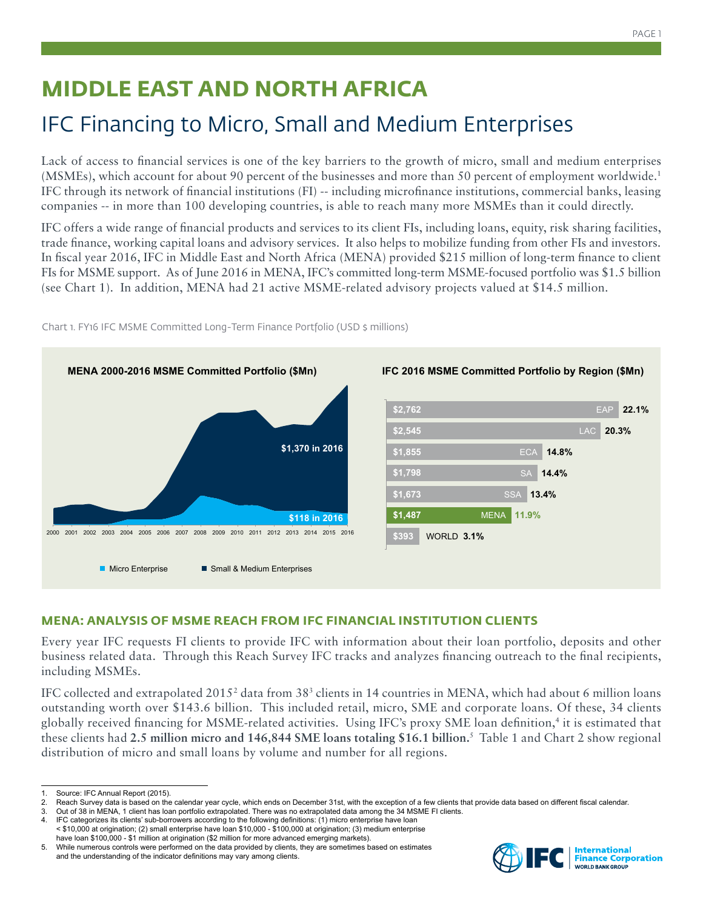# MIDDLE EAST AND NORTH AFRICA

## IFC Financing to Micro, Small and Medium Enterprises

Lack of access to financial services is one of the key barriers to the growth of micro, small and medium enterprises (MSMEs), which account for about 90 percent of the businesses and more than 50 percent of employment worldwide.[1] IFC through its network of financial institutions (FI) -- including microfinance institutions, commercial banks, leasing companies -- in more than 100 developing countries, is able to reach many more MSMEs than it could directly.

IFC offers a wide range of financial products and services to its client FIs, including loans, equity, risk sharing facilities, trade finance, working capital loans and advisory services. It also helps to mobilize funding from other FIs and investors. In fiscal year 2016, IFC in Middle East and North Africa (MENA) provided $215 million of long-term finance to client FIs for MSME support. As of June 2016 in MENA, IFC's committed long-term MSME-focused portfolio was $1.5 billion (see Chart 1). In addition, MENA had 21 active MSME-related advisory projects valued at $14.5 million.

Chart 1. FY16 IFC MSME Committed Long-Term Finance Portfolio (USD $ millions)

**MENA 2000-2016 MSME Committed Portfolio ($Mn)**

$1,370 in 2016 (Small & Medium Enterprises)

$118 in 2016 (Micro Enterprise)

Years: 2000, 2001, 2002, 2003, 2004, 2005, 2006, 2007, 2008, 2009, 2010, 2011, 2012, 2013, 2014, 2015, 2016

Legend: Micro Enterprise; Small & Medium Enterprises

**IFC 2016 MSME Committed Portfolio by Region ($Mn)**

| Region | Portfolio ($Mn) | Share |
|---|---|---|
| EAP | $2,762 | 22.1% |
| LAC | $2,545 | 20.3% |
| ECA | $1,855 | 14.8% |
| SA | $1,798 | 14.4% |
| SSA | $1,673 | 13.4% |
| MENA | $1,487 | 11.9% |
| WORLD | $393 | 3.1% |

## MENA: ANALYSIS OF MSME REACH FROM IFC FINANCIAL INSTITUTION CLIENTS

Every year IFC requests FI clients to provide IFC with information about their loan portfolio, deposits and other business related data. Through this Reach Survey IFC tracks and analyzes financing outreach to the final recipients, including MSMEs.

IFC collected and extrapolated 2015[2] data from 38[3] clients in 14 countries in MENA, which had about 6 million loans outstanding worth over $143.6 billion. This included retail, micro, SME and corporate loans. Of these, 34 clients globally received financing for MSME-related activities. Using IFC's proxy SME loan definition,[4] it is estimated that these clients had **2.5 million micro and 146,844 SME loans totaling $16.1 billion.**[5] Table 1 and Chart 2 show regional distribution of micro and small loans by volume and number for all regions.

---

1. Source: IFC Annual Report (2015).
2. Reach Survey data is based on the calendar year cycle, which ends on December 31st, with the exception of a few clients that provide data based on different fiscal calendar.
3. Out of 38 in MENA, 1 client has loan portfolio extrapolated. There was no extrapolated data among the 34 MSME FI clients.
4. IFC categorizes its clients' sub-borrowers according to the following definitions: (1) micro enterprise have loan < $10,000 at origination; (2) small enterprise have loan $10,000 - $100,000 at origination; (3) medium enterprise have loan $100,000 - $1 million at origination ($2 million for more advanced emerging markets).
5. While numerous controls were performed on the data provided by clients, they are sometimes based on estimates and the understanding of the indicator definitions may vary among clients.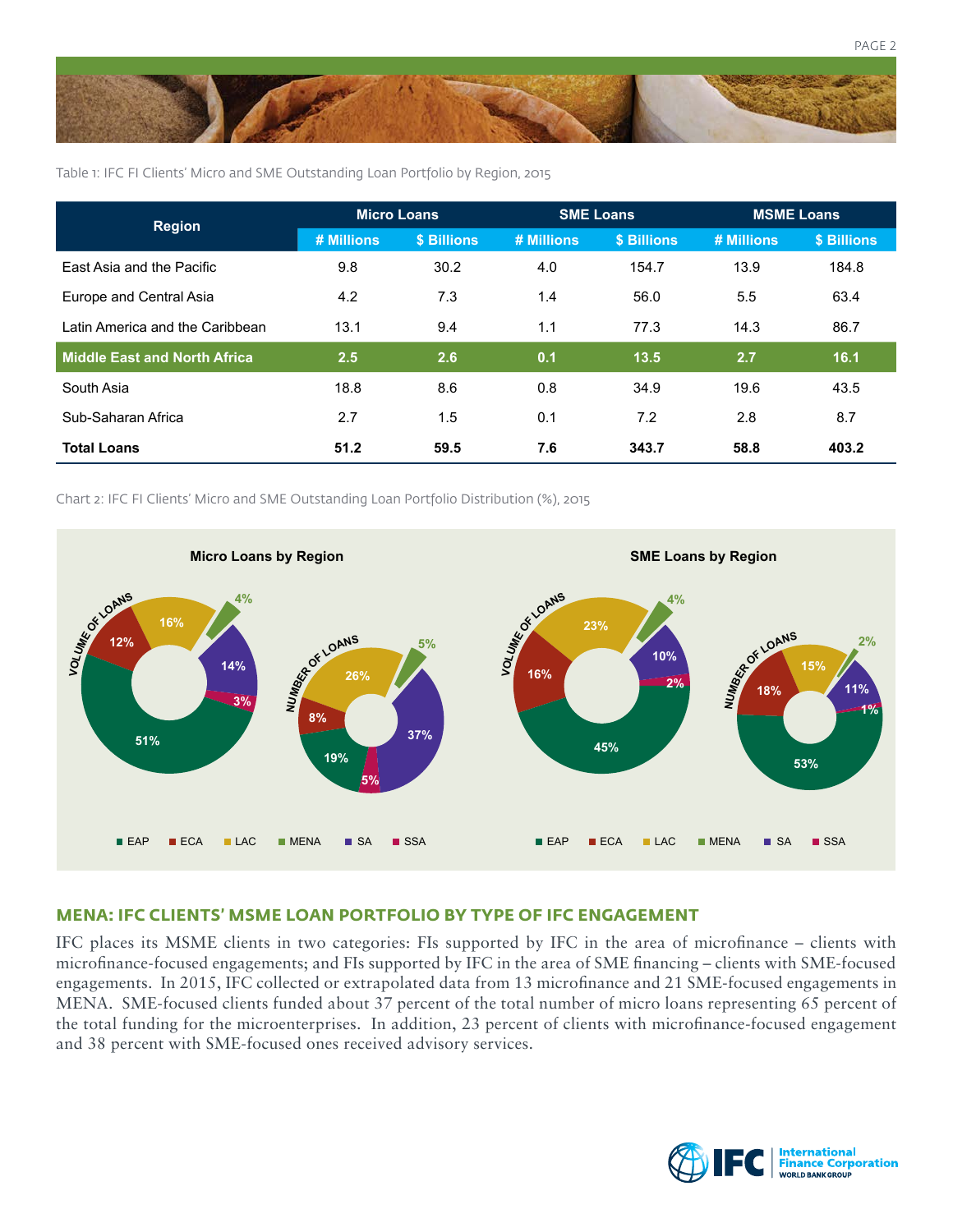Table 1: IFC FI Clients' Micro and SME Outstanding Loan Portfolio by Region, 2015

| Region | Micro Loans | | SME Loans | | MSME Loans | |
|---|---|---|---|---|---|---|
| | # Millions | $ Billions | # Millions | $ Billions | # Millions | $ Billions |
| East Asia and the Pacific | 9.8 | 30.2 | 4.0 | 154.7 | 13.9 | 184.8 |
| Europe and Central Asia | 4.2 | 7.3 | 1.4 | 56.0 | 5.5 | 63.4 |
| Latin America and the Caribbean | 13.1 | 9.4 | 1.1 | 77.3 | 14.3 | 86.7 |
| **Middle East and North Africa** | **2.5** | **2.6** | **0.1** | **13.5** | **2.7** | **16.1** |
| South Asia | 18.8 | 8.6 | 0.8 | 34.9 | 19.6 | 43.5 |
| Sub-Saharan Africa | 2.7 | 1.5 | 0.1 | 7.2 | 2.8 | 8.7 |
| **Total Loans** | **51.2** | **59.5** | **7.6** | **343.7** | **58.8** | **403.2** |

Chart 2: IFC FI Clients' Micro and SME Outstanding Loan Portfolio Distribution (%), 2015

**Micro Loans by Region**

| Region | Volume of Loans | Number of Loans |
|---|---|---|
| EAP | 51% | 19% |
| ECA | 12% | 8% |
| LAC | 16% | 26% |
| MENA | 4% | 5% |
| SA | 14% | 37% |
| SSA | 3% | 5% |

**SME Loans by Region**

| Region | Volume of Loans | Number of Loans |
|---|---|---|
| EAP | 45% | 53% |
| ECA | 16% | 18% |
| LAC | 23% | 15% |
| MENA | 4% | 2% |
| SA | 10% | 11% |
| SSA | 2% | 1% |

## MENA: IFC CLIENTS' MSME LOAN PORTFOLIO BY TYPE OF IFC ENGAGEMENT

IFC places its MSME clients in two categories: FIs supported by IFC in the area of microfinance – clients with microfinance-focused engagements; and FIs supported by IFC in the area of SME financing – clients with SME-focused engagements. In 2015, IFC collected or extrapolated data from 13 microfinance and 21 SME-focused engagements in MENA. SME-focused clients funded about 37 percent of the total number of micro loans representing 65 percent of the total funding for the microenterprises. In addition, 23 percent of clients with microfinance-focused engagement and 38 percent with SME-focused ones received advisory services.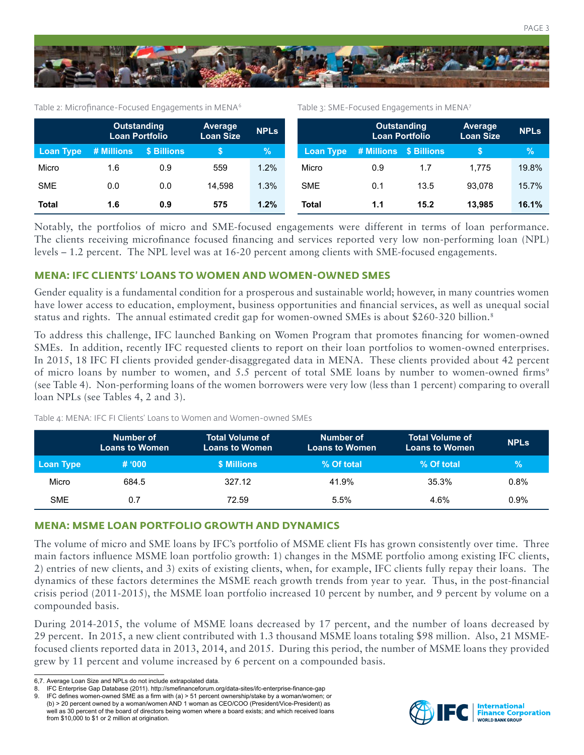Table 2: Microfinance-Focused Engagements in MENA[6]

| | Outstanding Loan Portfolio | | Average Loan Size | NPLs |
|---|---|---|---|---|
| Loan Type | # Millions | $ Billions | $ | % |
| Micro | 1.6 | 0.9 | 559 | 1.2% |
| SME | 0.0 | 0.0 | 14,598 | 1.3% |
| **Total** | **1.6** | **0.9** | **575** | **1.2%** |

Table 3: SME-Focused Engagements in MENA[7]

| | Outstanding Loan Portfolio | | Average Loan Size | NPLs |
|---|---|---|---|---|
| Loan Type | # Millions | $ Billions | $ | % |
| Micro | 0.9 | 1.7 | 1,775 | 19.8% |
| SME | 0.1 | 13.5 | 93,078 | 15.7% |
| **Total** | **1.1** | **15.2** | **13,985** | **16.1%** |

Notably, the portfolios of micro and SME-focused engagements were different in terms of loan performance. The clients receiving microfinance focused financing and services reported very low non-performing loan (NPL) levels – 1.2 percent. The NPL level was at 16-20 percent among clients with SME-focused engagements.

## MENA: IFC CLIENTS' LOANS TO WOMEN AND WOMEN-OWNED SMES

Gender equality is a fundamental condition for a prosperous and sustainable world; however, in many countries women have lower access to education, employment, business opportunities and financial services, as well as unequal social status and rights. The annual estimated credit gap for women-owned SMEs is about $260-320 billion.[8]

To address this challenge, IFC launched Banking on Women Program that promotes financing for women-owned SMEs. In addition, recently IFC requested clients to report on their loan portfolios to women-owned enterprises. In 2015, 18 IFC FI clients provided gender-disaggregated data in MENA. These clients provided about 42 percent of micro loans by number to women, and 5.5 percent of total SME loans by number to women-owned firms[9] (see Table 4). Non-performing loans of the women borrowers were very low (less than 1 percent) comparing to overall loan NPLs (see Tables 4, 2 and 3).

Table 4: MENA: IFC FI Clients' Loans to Women and Women-owned SMEs

| | Number of Loans to Women | Total Volume of Loans to Women | Number of Loans to Women | Total Volume of Loans to Women | NPLs |
|---|---|---|---|---|---|
| Loan Type | # '000 | $ Millions | % Of total | % Of total | % |
| Micro | 684.5 | 327.12 | 41.9% | 35.3% | 0.8% |
| SME | 0.7 | 72.59 | 5.5% | 4.6% | 0.9% |

## MENA: MSME LOAN PORTFOLIO GROWTH AND DYNAMICS

The volume of micro and SME loans by IFC's portfolio of MSME client FIs has grown consistently over time. Three main factors influence MSME loan portfolio growth: 1) changes in the MSME portfolio among existing IFC clients, 2) entries of new clients, and 3) exits of existing clients, when, for example, IFC clients fully repay their loans. The dynamics of these factors determines the MSME reach growth trends from year to year. Thus, in the post-financial crisis period (2011-2015), the MSME loan portfolio increased 10 percent by number, and 9 percent by volume on a compounded basis.

During 2014-2015, the volume of MSME loans decreased by 17 percent, and the number of loans decreased by 29 percent. In 2015, a new client contributed with 1.3 thousand MSME loans totaling $98 million. Also, 21 MSME-focused clients reported data in 2013, 2014, and 2015. During this period, the number of MSME loans they provided grew by 11 percent and volume increased by 6 percent on a compounded basis.

---

6,7. Average Loan Size and NPLs do not include extrapolated data.
8. IFC Enterprise Gap Database (2011). http://smefinanceforum.org/data-sites/ifc-enterprise-finance-gap
9. IFC defines women-owned SME as a firm with (a) > 51 percent ownership/stake by a woman/women; or (b) > 20 percent owned by a woman/women AND 1 woman as CEO/COO (President/Vice-President) as well as 30 percent of the board of directors being women where a board exists; and which received loans from $10,000 to $1 or 2 million at origination.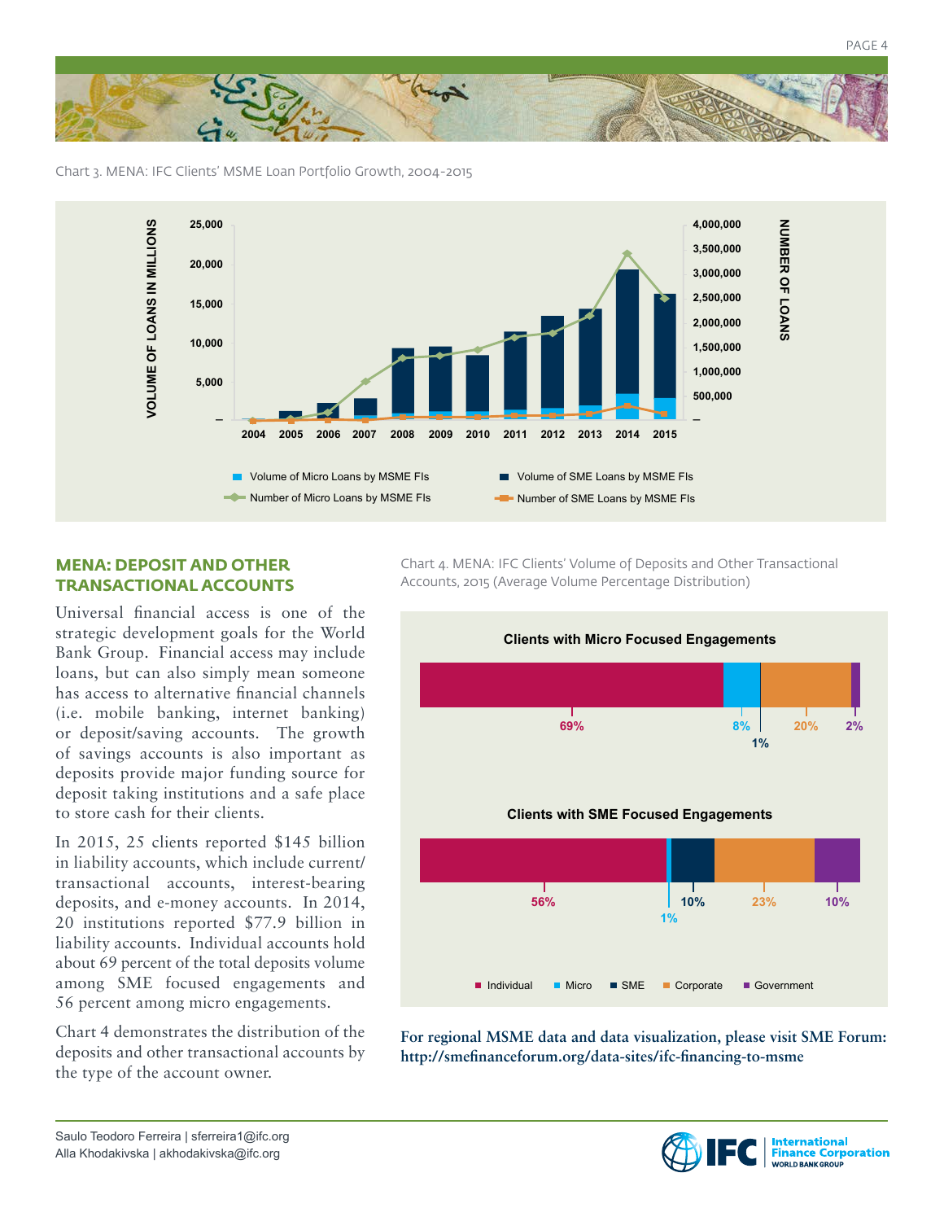Chart 3. MENA: IFC Clients' MSME Loan Portfolio Growth, 2004-2015

VOLUME OF LOANS IN MILLIONS

25,000
20,000
15,000
10,000
5,000
–

NUMBER OF LOANS

4,000,000
3,500,000
3,000,000
2,500,000
2,000,000
1,500,000
1,000,000
500,000
–

2004 2005 2006 2007 2008 2009 2010 2011 2012 2013 2014 2015

Volume of Micro Loans by MSME FIs
Volume of SME Loans by MSME FIs
Number of Micro Loans by MSME FIs
Number of SME Loans by MSME FIs

## MENA: DEPOSIT AND OTHER TRANSACTIONAL ACCOUNTS

Universal financial access is one of the strategic development goals for the World Bank Group. Financial access may include loans, but can also simply mean someone has access to alternative financial channels (i.e. mobile banking, internet banking) or deposit/saving accounts. The growth of savings accounts is also important as deposits provide major funding source for deposit taking institutions and a safe place to store cash for their clients.

In 2015, 25 clients reported $145 billion in liability accounts, which include current/transactional accounts, interest-bearing deposits, and e-money accounts. In 2014, 20 institutions reported $77.9 billion in liability accounts. Individual accounts hold about 69 percent of the total deposits volume among SME focused engagements and 56 percent among micro engagements.

Chart 4 demonstrates the distribution of the deposits and other transactional accounts by the type of the account owner.

Chart 4. MENA: IFC Clients' Volume of Deposits and Other Transactional Accounts, 2015 (Average Volume Percentage Distribution)

Clients with Micro Focused Engagements

69% 8% 1% 20% 2%

Clients with SME Focused Engagements

56% 1% 10% 23% 10%

Individual Micro SME Corporate Government

**For regional MSME data and data visualization, please visit SME Forum: http://smefinanceforum.org/data-sites/ifc-financing-to-msme**

Saulo Teodoro Ferreira | sferreira1@ifc.org
Alla Khodakivska | akhodakivska@ifc.org